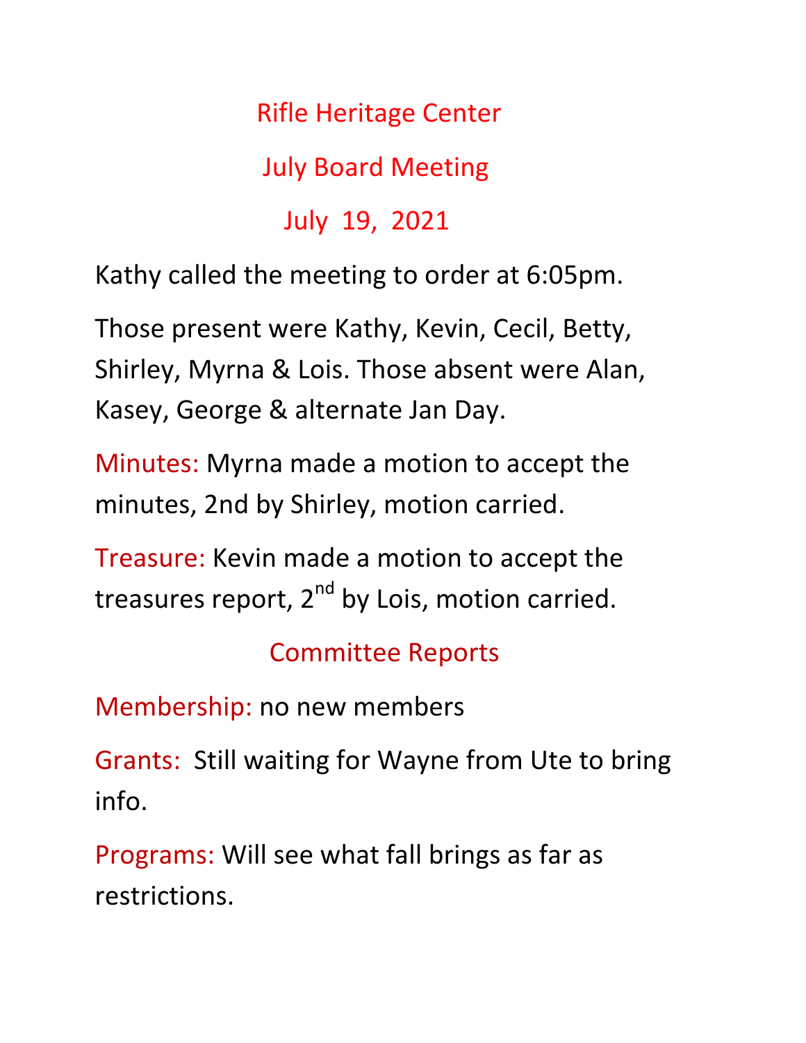# Rifle Heritage Center

## July Board Meeting

## July 19, 2021

Kathy called the meeting to order at 6:05pm.

Those present were Kathy, Kevin, Cecil, Betty, Shirley, Myrna & Lois. Those absent were Alan, Kasey, George & alternate Jan Day.

Minutes: Myrna made a motion to accept the minutes, 2nd by Shirley, motion carried.

Treasure: Kevin made a motion to accept the treasures report, 2nd by Lois, motion carried.

## Committee Reports

Membership: no new members

Grants: Still waiting for Wayne from Ute to bring info.

Programs: Will see what fall brings as far as restrictions.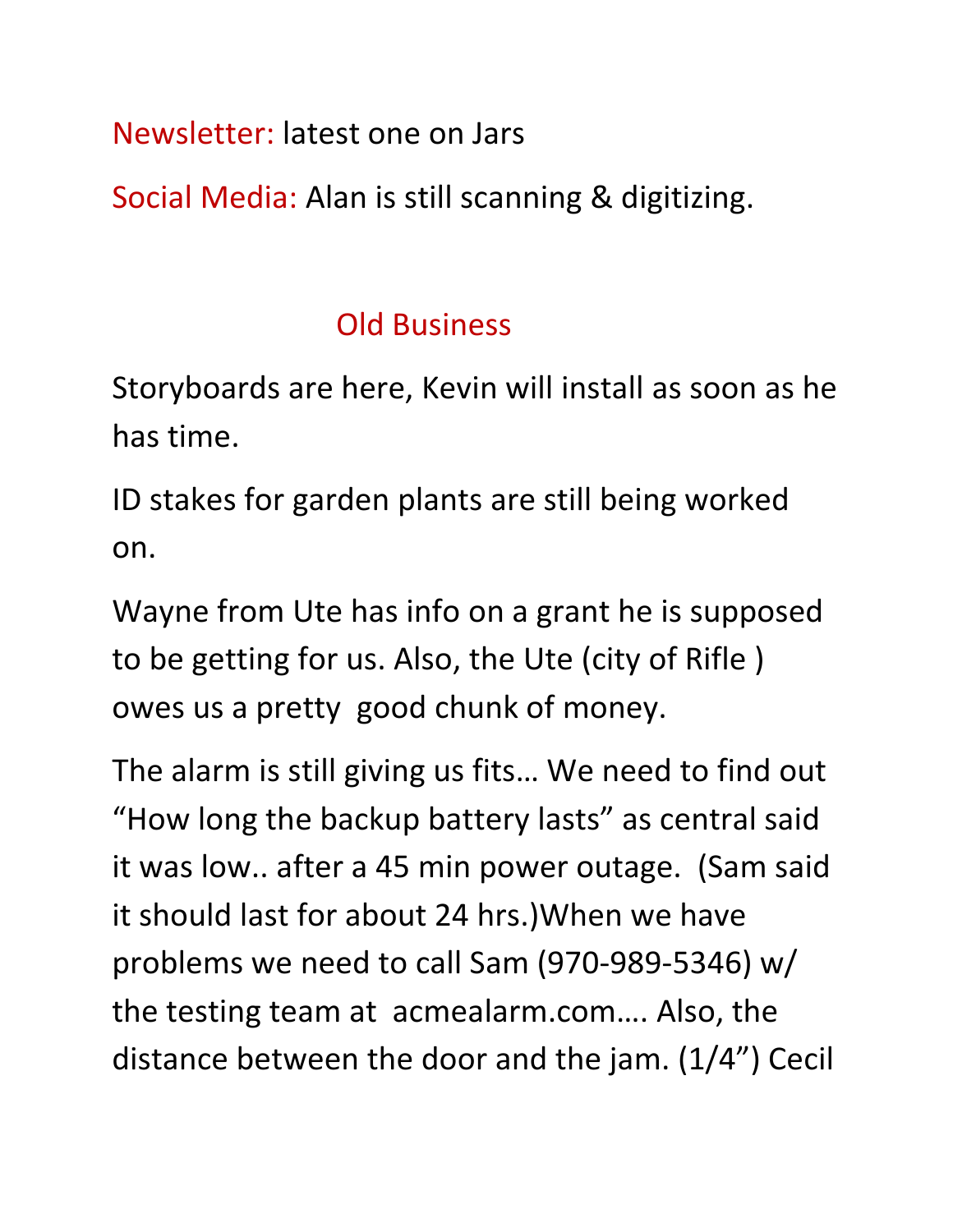Newsletter: latest one on Jars

Social Media: Alan is still scanning & digitizing.

## Old Business

Storyboards are here, Kevin will install as soon as he has time.

ID stakes for garden plants are still being worked on.

Wayne from Ute has info on a grant he is supposed to be getting for us. Also, the Ute (city of Rifle ) owes us a pretty good chunk of money.

The alarm is still giving us fits… We need to find out "How long the backup battery lasts" as central said it was low.. after a 45 min power outage. (Sam said it should last for about 24 hrs.)When we have problems we need to call Sam (970-989-5346) w/ the testing team at acmealarm.com…. Also, the distance between the door and the jam. (1/4") Cecil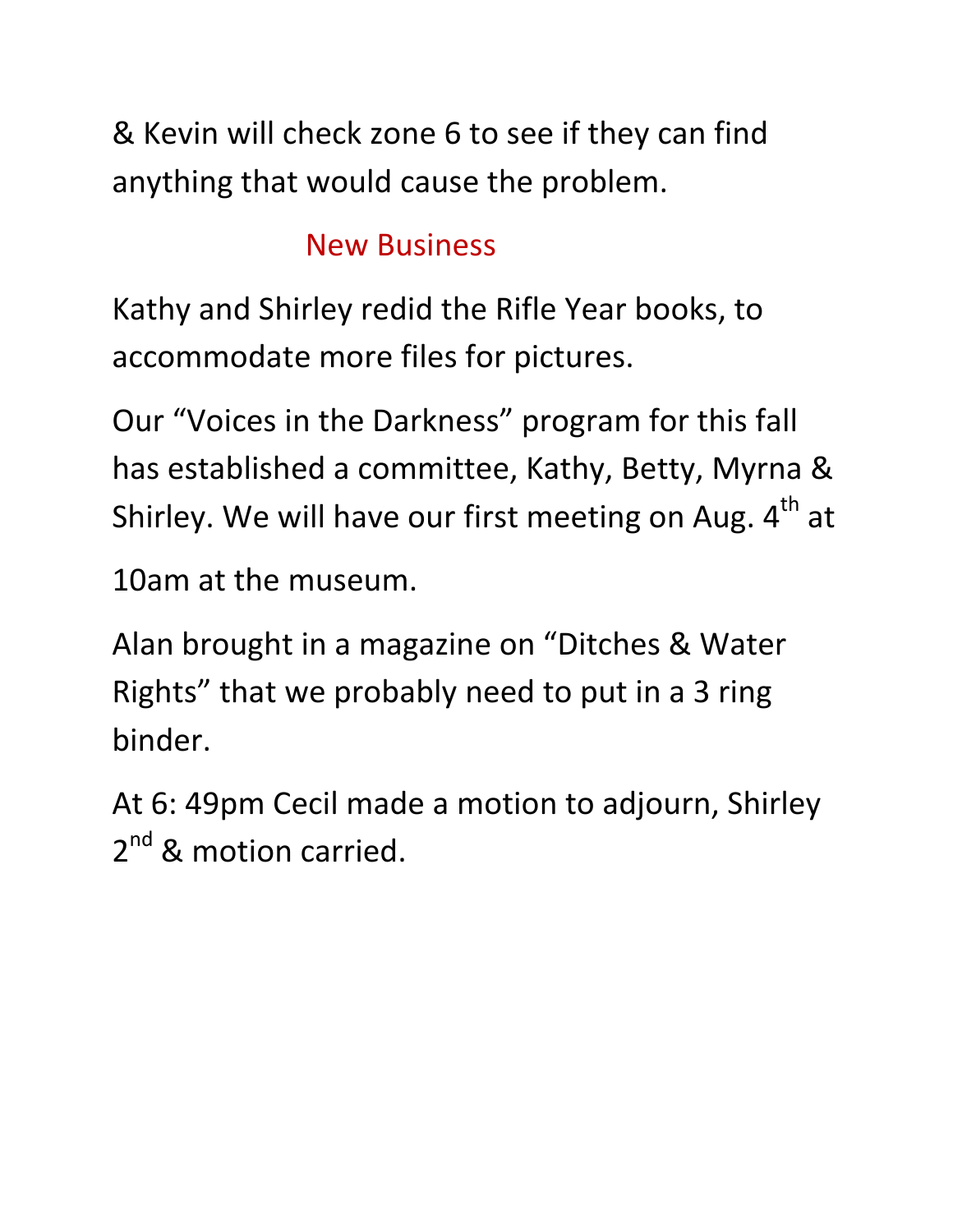& Kevin will check zone 6 to see if they can find anything that would cause the problem.

## New Business

Kathy and Shirley redid the Rifle Year books, to accommodate more files for pictures.

Our "Voices in the Darkness" program for this fall has established a committee, Kathy, Betty, Myrna & Shirley. We will have our first meeting on Aug. 4th at 10am at the museum.

Alan brought in a magazine on "Ditches & Water Rights" that we probably need to put in a 3 ring binder.

At 6: 49pm Cecil made a motion to adjourn, Shirley 2nd & motion carried.